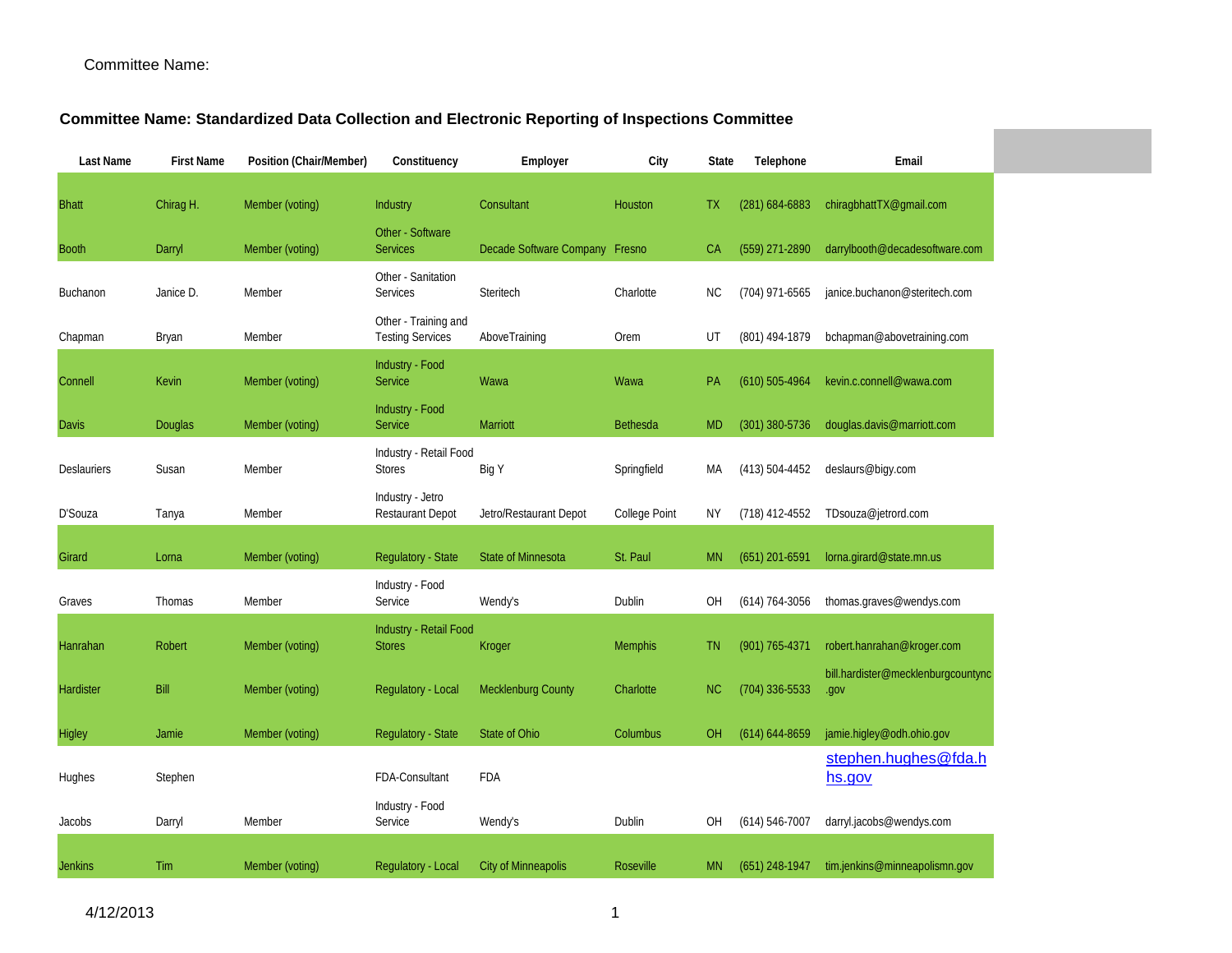Committee Name:

**Committee Name: Standardized Data Collection and Electronic Reporting of Inspections Committee**

| Last Name | First Name | Position (Chair/Member) | Constituency | Employer | City | State | Telephone | Email |
|---|---|---|---|---|---|---|---|---|
| Bhatt | Chirag H. | Member (voting) | Industry | Consultant | Houston | TX | (281) 684-6883 | chiragbhattTX@gmail.com |
| Booth | Darryl | Member (voting) | Other - Software Services | Decade Software Company | Fresno | CA | (559) 271-2890 | darrylbooth@decadesoftware.com |
| Buchanon | Janice D. | Member | Other - Sanitation Services | Steritech | Charlotte | NC | (704) 971-6565 | janice.buchanon@steritech.com |
| Chapman | Bryan | Member | Other - Training and Testing Services | AboveTraining | Orem | UT | (801) 494-1879 | bchapman@abovetraining.com |
| Connell | Kevin | Member (voting) | Industry - Food Service | Wawa | Wawa | PA | (610) 505-4964 | kevin.c.connell@wawa.com |
| Davis | Douglas | Member (voting) | Industry - Food Service | Marriott | Bethesda | MD | (301) 380-5736 | douglas.davis@marriott.com |
| Deslauriers | Susan | Member | Industry - Retail Food Stores | Big Y | Springfield | MA | (413) 504-4452 | deslaurs@bigy.com |
| D'Souza | Tanya | Member | Industry - Jetro Restaurant Depot | Jetro/Restaurant Depot | College Point | NY | (718) 412-4552 | TDsouza@jetrord.com |
| Girard | Lorna | Member (voting) | Regulatory - State | State of Minnesota | St. Paul | MN | (651) 201-6591 | lorna.girard@state.mn.us |
| Graves | Thomas | Member | Industry - Food Service | Wendy's | Dublin | OH | (614) 764-3056 | thomas.graves@wendys.com |
| Hanrahan | Robert | Member (voting) | Industry - Retail Food Stores | Kroger | Memphis | TN | (901) 765-4371 | robert.hanrahan@kroger.com |
| Hardister | Bill | Member (voting) | Regulatory - Local | Mecklenburg County | Charlotte | NC | (704) 336-5533 | bill.hardister@mecklenburgcountync.gov |
| Higley | Jamie | Member (voting) | Regulatory - State | State of Ohio | Columbus | OH | (614) 644-8659 | jamie.higley@odh.ohio.gov |
| Hughes | Stephen | | FDA-Consultant | FDA | | | | stephen.hughes@fda.hhs.gov |
| Jacobs | Darryl | Member | Industry - Food Service | Wendy's | Dublin | OH | (614) 546-7007 | darryl.jacobs@wendys.com |
| Jenkins | Tim | Member (voting) | Regulatory - Local | City of Minneapolis | Roseville | MN | (651) 248-1947 | tim.jenkins@minneapolismn.gov |

4/12/2013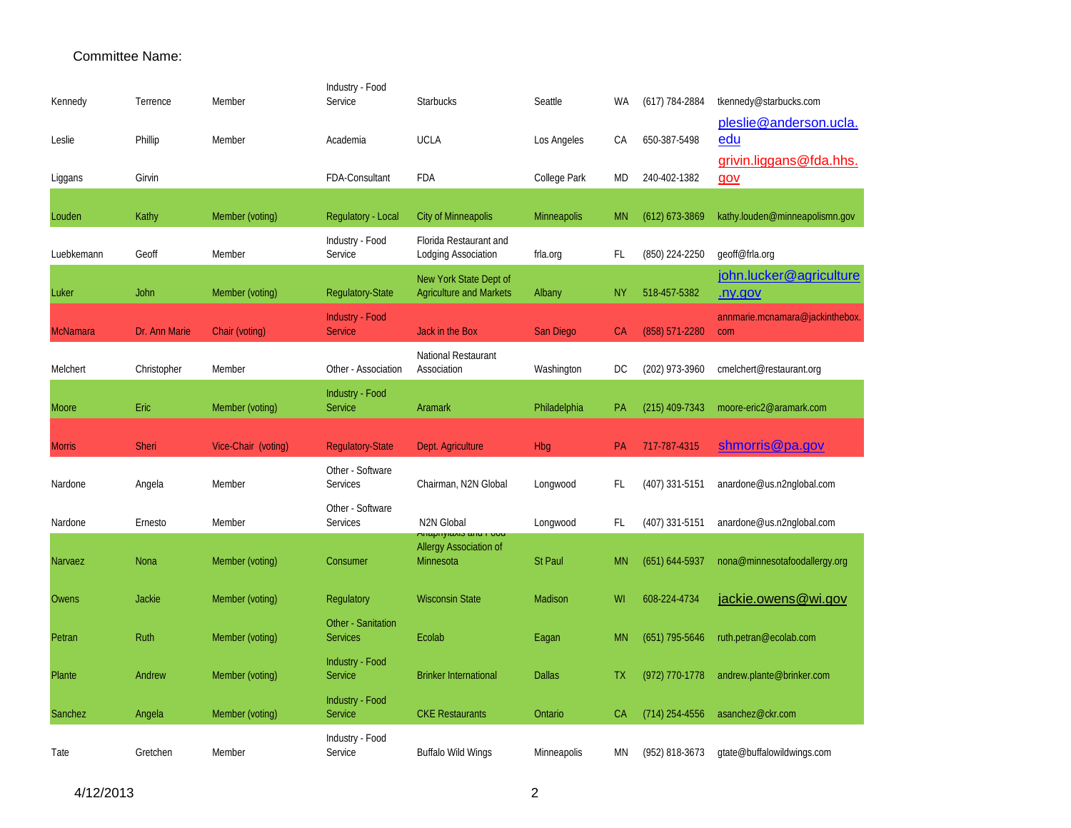Committee Name:

| | | | | | | | | |
|---|---|---|---|---|---|---|---|---|
| Kennedy | Terrence | Member | Industry - Food Service | Starbucks | Seattle | WA | (617) 784-2884 | tkennedy@starbucks.com |
| Leslie | Phillip | Member | Academia | UCLA | Los Angeles | CA | 650-387-5498 | pleslie@anderson.ucla.edu |
| Liggans | Girvin | | FDA-Consultant | FDA | College Park | MD | 240-402-1382 | grivin.liggans@fda.hhs.gov |
| Louden | Kathy | Member (voting) | Regulatory - Local | City of Minneapolis | Minneapolis | MN | (612) 673-3869 | kathy.louden@minneapolismn.gov |
| Luebkemann | Geoff | Member | Industry - Food Service | Florida Restaurant and Lodging Association | frla.org | FL | (850) 224-2250 | geoff@frla.org |
| Luker | John | Member (voting) | Regulatory-State | New York State Dept of Agriculture and Markets | Albany | NY | 518-457-5382 | john.lucker@agriculture.ny.gov |
| McNamara | Dr. Ann Marie | Chair (voting) | Industry - Food Service | Jack in the Box | San Diego | CA | (858) 571-2280 | annmarie.mcnamara@jackinthebox.com |
| Melchert | Christopher | Member | Other - Association | National Restaurant Association | Washington | DC | (202) 973-3960 | cmelchert@restaurant.org |
| Moore | Eric | Member (voting) | Industry - Food Service | Aramark | Philadelphia | PA | (215) 409-7343 | moore-eric2@aramark.com |
| Morris | Sheri | Vice-Chair (voting) | Regulatory-State | Dept. Agriculture | Hbg | PA | 717-787-4315 | shmorris@pa.gov |
| Nardone | Angela | Member | Other - Software Services | Chairman, N2N Global | Longwood | FL | (407) 331-5151 | anardone@us.n2nglobal.com |
| Nardone | Ernesto | Member | Other - Software Services | N2N Global | Longwood | FL | (407) 331-5151 | anardone@us.n2nglobal.com |
| Narvaez | Nona | Member (voting) | Consumer | Anaphylaxis and Food Allergy Association of Minnesota | St Paul | MN | (651) 644-5937 | nona@minnesotafoodallergy.org |
| Owens | Jackie | Member (voting) | Regulatory | Wisconsin State | Madison | WI | 608-224-4734 | jackie.owens@wi.gov |
| Petran | Ruth | Member (voting) | Other - Sanitation Services | Ecolab | Eagan | MN | (651) 795-5646 | ruth.petran@ecolab.com |
| Plante | Andrew | Member (voting) | Industry - Food Service | Brinker International | Dallas | TX | (972) 770-1778 | andrew.plante@brinker.com |
| Sanchez | Angela | Member (voting) | Industry - Food Service | CKE Restaurants | Ontario | CA | (714) 254-4556 | asanchez@ckr.com |
| Tate | Gretchen | Member | Industry - Food Service | Buffalo Wild Wings | Minneapolis | MN | (952) 818-3673 | gtate@buffalowildwings.com |

4/12/2013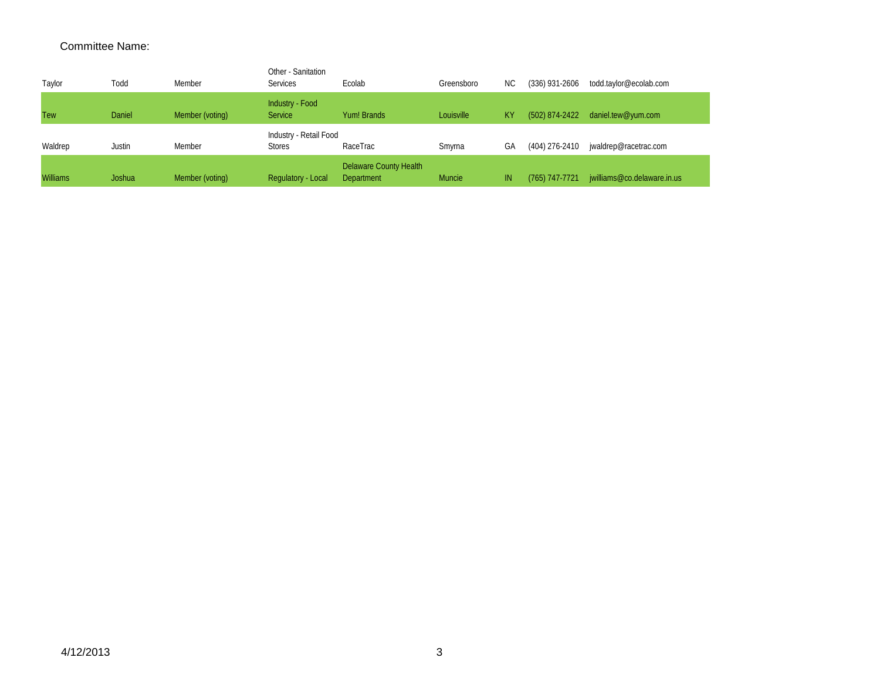Committee Name:

| | | | | | | | | |
|---|---|---|---|---|---|---|---|---|
| Taylor | Todd | Member | Other - Sanitation Services | Ecolab | Greensboro | NC | (336) 931-2606 | todd.taylor@ecolab.com |
| Tew | Daniel | Member (voting) | Industry - Food Service | Yum! Brands | Louisville | KY | (502) 874-2422 | daniel.tew@yum.com |
| Waldrep | Justin | Member | Industry - Retail Food Stores | RaceTrac | Smyrna | GA | (404) 276-2410 | jwaldrep@racetrac.com |
| Williams | Joshua | Member (voting) | Regulatory - Local | Delaware County Health Department | Muncie | IN | (765) 747-7721 | jwilliams@co.delaware.in.us |

4/12/2013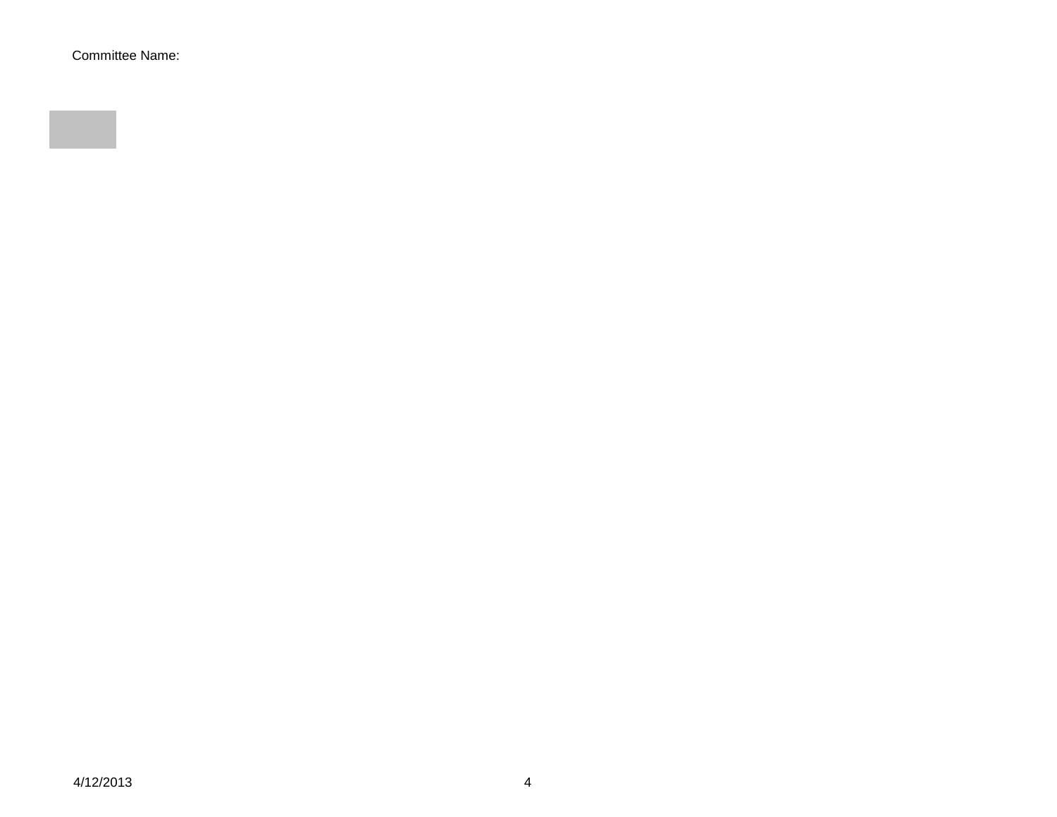Committee Name: